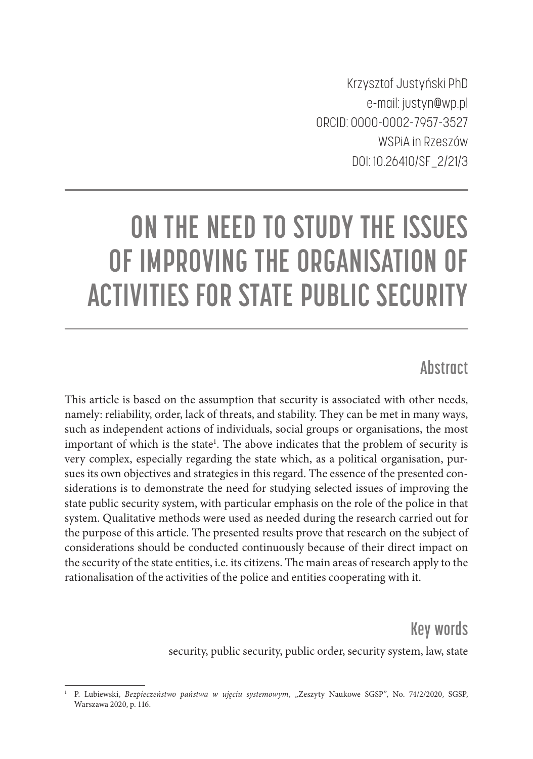Krzysztof Justyński PhD
e-mail: justyn@wp.pl
ORCID: 0000-0002-7957-3527
WSPiA in Rzeszów
DOI: 10.26410/SF_2/21/3

# ON THE NEED TO STUDY THE ISSUES OF IMPROVING THE ORGANISATION OF ACTIVITIES FOR STATE PUBLIC SECURITY

## Abstract

This article is based on the assumption that security is associated with other needs, namely: reliability, order, lack of threats, and stability. They can be met in many ways, such as independent actions of individuals, social groups or organisations, the most important of which is the state[1]. The above indicates that the problem of security is very complex, especially regarding the state which, as a political organisation, pursues its own objectives and strategies in this regard. The essence of the presented considerations is to demonstrate the need for studying selected issues of improving the state public security system, with particular emphasis on the role of the police in that system. Qualitative methods were used as needed during the research carried out for the purpose of this article. The presented results prove that research on the subject of considerations should be conducted continuously because of their direct impact on the security of the state entities, i.e. its citizens. The main areas of research apply to the rationalisation of the activities of the police and entities cooperating with it.

## Key words

security, public security, public order, security system, law, state

---

[1] P. Lubiewski, *Bezpieczeństwo państwa w ujęciu systemowym*, „Zeszyty Naukowe SGSP", No. 74/2/2020, SGSP, Warszawa 2020, p. 116.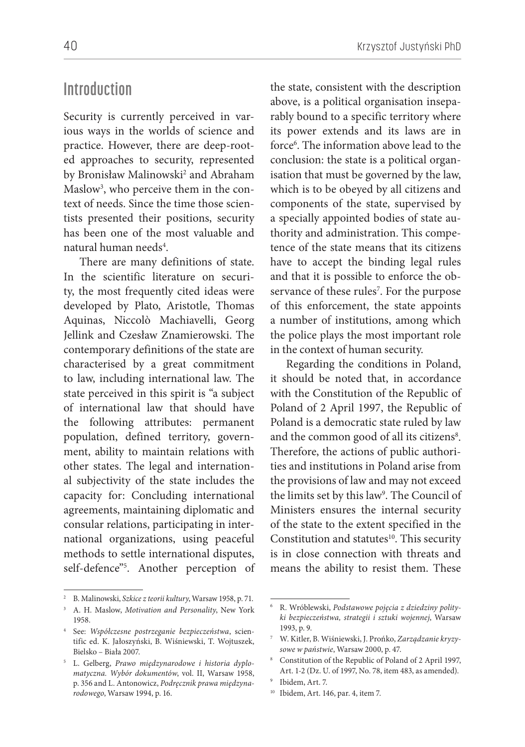## Introduction

Security is currently perceived in various ways in the worlds of science and practice. However, there are deep-rooted approaches to security, represented by Bronisław Malinowski[2] and Abraham Maslow[3], who perceive them in the context of needs. Since the time those scientists presented their positions, security has been one of the most valuable and natural human needs[4].

There are many definitions of state. In the scientific literature on security, the most frequently cited ideas were developed by Plato, Aristotle, Thomas Aquinas, Niccolò Machiavelli, Georg Jellink and Czesław Znamierowski. The contemporary definitions of the state are characterised by a great commitment to law, including international law. The state perceived in this spirit is "a subject of international law that should have the following attributes: permanent population, defined territory, government, ability to maintain relations with other states. The legal and international subjectivity of the state includes the capacity for: Concluding international agreements, maintaining diplomatic and consular relations, participating in international organizations, using peaceful methods to settle international disputes, self-defence"[5]. Another perception of the state, consistent with the description above, is a political organisation inseparably bound to a specific territory where its power extends and its laws are in force[6]. The information above lead to the conclusion: the state is a political organisation that must be governed by the law, which is to be obeyed by all citizens and components of the state, supervised by a specially appointed bodies of state authority and administration. This competence of the state means that its citizens have to accept the binding legal rules and that it is possible to enforce the observance of these rules[7]. For the purpose of this enforcement, the state appoints a number of institutions, among which the police plays the most important role in the context of human security.

Regarding the conditions in Poland, it should be noted that, in accordance with the Constitution of the Republic of Poland of 2 April 1997, the Republic of Poland is a democratic state ruled by law and the common good of all its citizens[8]. Therefore, the actions of public authorities and institutions in Poland arise from the provisions of law and may not exceed the limits set by this law[9]. The Council of Ministers ensures the internal security of the state to the extent specified in the Constitution and statutes[10]. This security is in close connection with threats and means the ability to resist them. These

---

[2] B. Malinowski, *Szkice z teorii kultury*, Warsaw 1958, p. 71.

[3] A. H. Maslow, *Motivation and Personality*, New York 1958.

[4] See: *Współczesne postrzeganie bezpieczeństwa*, scientific ed. K. Jałoszyński, B. Wiśniewski, T. Wojtuszek, Bielsko – Biała 2007.

[5] L. Gelberg, *Prawo międzynarodowe i historia dyplomatyczna. Wybór dokumentów*, vol. II, Warsaw 1958, p. 356 and L. Antonowicz, *Podręcznik prawa międzynarodowego*, Warsaw 1994, p. 16.

[6] R. Wróblewski, *Podstawowe pojęcia z dziedziny polityki bezpieczeństwa, strategii i sztuki wojennej*, Warsaw 1993, p. 9.

[7] W. Kitler, B. Wiśniewski, J. Prońko, *Zarządzanie kryzysowe w państwie*, Warsaw 2000, p. 47.

[8] Constitution of the Republic of Poland of 2 April 1997, Art. 1-2 (Dz. U. of 1997, No. 78, item 483, as amended).

[9] Ibidem, Art. 7.

[10] Ibidem, Art. 146, par. 4, item 7.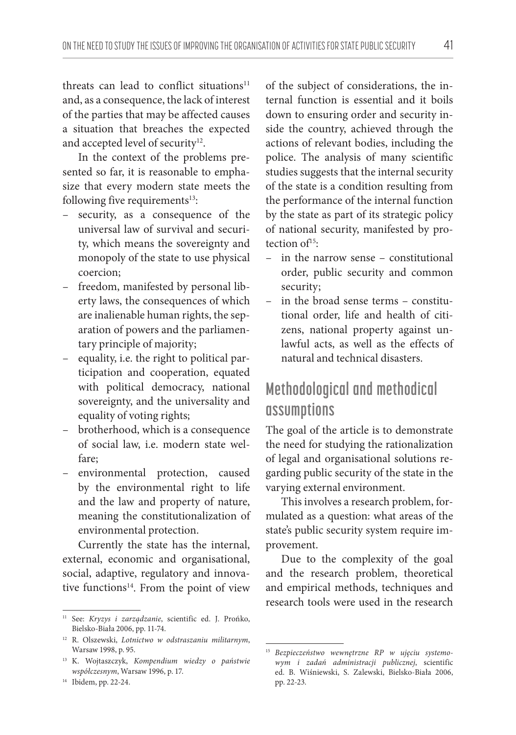threats can lead to conflict situations[11] and, as a consequence, the lack of interest of the parties that may be affected causes a situation that breaches the expected and accepted level of security[12].

In the context of the problems presented so far, it is reasonable to emphasize that every modern state meets the following five requirements[13]:

- security, as a consequence of the universal law of survival and security, which means the sovereignty and monopoly of the state to use physical coercion;
- freedom, manifested by personal liberty laws, the consequences of which are inalienable human rights, the separation of powers and the parliamentary principle of majority;
- equality, i.e. the right to political participation and cooperation, equated with political democracy, national sovereignty, and the universality and equality of voting rights;
- brotherhood, which is a consequence of social law, i.e. modern state welfare;
- environmental protection, caused by the environmental right to life and the law and property of nature, meaning the constitutionalization of environmental protection.

Currently the state has the internal, external, economic and organisational, social, adaptive, regulatory and innovative functions[14]. From the point of view of the subject of considerations, the internal function is essential and it boils down to ensuring order and security inside the country, achieved through the actions of relevant bodies, including the police. The analysis of many scientific studies suggests that the internal security of the state is a condition resulting from the performance of the internal function by the state as part of its strategic policy of national security, manifested by protection of[15]:

- in the narrow sense – constitutional order, public security and common security;
- in the broad sense terms – constitutional order, life and health of citizens, national property against unlawful acts, as well as the effects of natural and technical disasters.

## Methodological and methodical assumptions

The goal of the article is to demonstrate the need for studying the rationalization of legal and organisational solutions regarding public security of the state in the varying external environment.

This involves a research problem, formulated as a question: what areas of the state's public security system require improvement.

Due to the complexity of the goal and the research problem, theoretical and empirical methods, techniques and research tools were used in the research

---

[11] See: *Kryzys i zarządzanie*, scientific ed. J. Prońko, Bielsko-Biała 2006, pp. 11-74.

[12] R. Olszewski, *Lotnictwo w odstraszaniu militarnym*, Warsaw 1998, p. 95.

[13] K. Wojtaszczyk, *Kompendium wiedzy o państwie współczesnym*, Warsaw 1996, p. 17.

[14] Ibidem, pp. 22-24.

[15] *Bezpieczeństwo wewnętrzne RP w ujęciu systemowym i zadań administracji publicznej*, scientific ed. B. Wiśniewski, S. Zalewski, Bielsko-Biała 2006, pp. 22-23.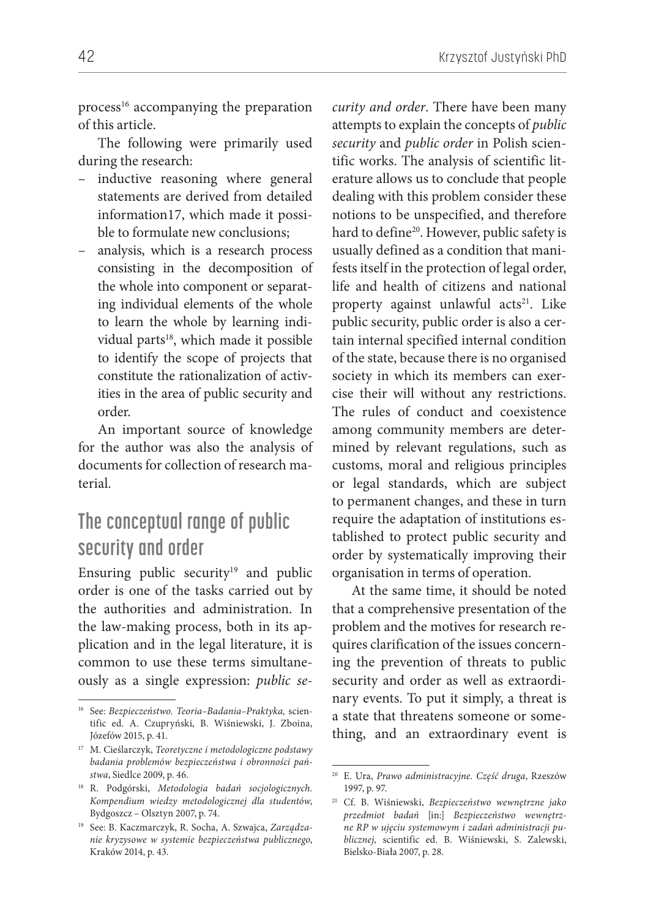process[16] accompanying the preparation of this article.

The following were primarily used during the research:

– inductive reasoning where general statements are derived from detailed information17, which made it possible to formulate new conclusions;
– analysis, which is a research process consisting in the decomposition of the whole into component or separating individual elements of the whole to learn the whole by learning individual parts[18], which made it possible to identify the scope of projects that constitute the rationalization of activities in the area of public security and order.

An important source of knowledge for the author was also the analysis of documents for collection of research material.

## The conceptual range of public security and order

Ensuring public security[19] and public order is one of the tasks carried out by the authorities and administration. In the law-making process, both in its application and in the legal literature, it is common to use these terms simultaneously as a single expression: *public security and order*. There have been many attempts to explain the concepts of *public security* and *public order* in Polish scientific works. The analysis of scientific literature allows us to conclude that people dealing with this problem consider these notions to be unspecified, and therefore hard to define[20]. However, public safety is usually defined as a condition that manifests itself in the protection of legal order, life and health of citizens and national property against unlawful acts[21]. Like public security, public order is also a certain internal specified internal condition of the state, because there is no organised society in which its members can exercise their will without any restrictions. The rules of conduct and coexistence among community members are determined by relevant regulations, such as customs, moral and religious principles or legal standards, which are subject to permanent changes, and these in turn require the adaptation of institutions established to protect public security and order by systematically improving their organisation in terms of operation.

At the same time, it should be noted that a comprehensive presentation of the problem and the motives for research requires clarification of the issues concerning the prevention of threats to public security and order as well as extraordinary events. To put it simply, a threat is a state that threatens someone or something, and an extraordinary event is

---

[16] See: *Bezpieczeństwo. Teoria–Badania–Praktyka,* scientific ed. A. Czupryński, B. Wiśniewski, J. Zboina, Józefów 2015, p. 41.

[17] M. Cieślarczyk, *Teoretyczne i metodologiczne podstawy badania problemów bezpieczeństwa i obronności państwa*, Siedlce 2009, p. 46.

[18] R. Podgórski, *Metodologia badań socjologicznych. Kompendium wiedzy metodologicznej dla studentów*, Bydgoszcz – Olsztyn 2007, p. 74.

[19] See: B. Kaczmarczyk, R. Socha, A. Szwajca, *Zarządzanie kryzysowe w systemie bezpieczeństwa publicznego*, Kraków 2014, p. 43.

[20] E. Ura, *Prawo administracyjne. Część druga*, Rzeszów 1997, p. 97.

[21] Cf. B. Wiśniewski, *Bezpieczeństwo wewnętrzne jako przedmiot badań* [in:] *Bezpieczeństwo wewnętrzne RP w ujęciu systemowym i zadań administracji publicznej,* scientific ed. B. Wiśniewski, S. Zalewski, Bielsko-Biała 2007, p. 28.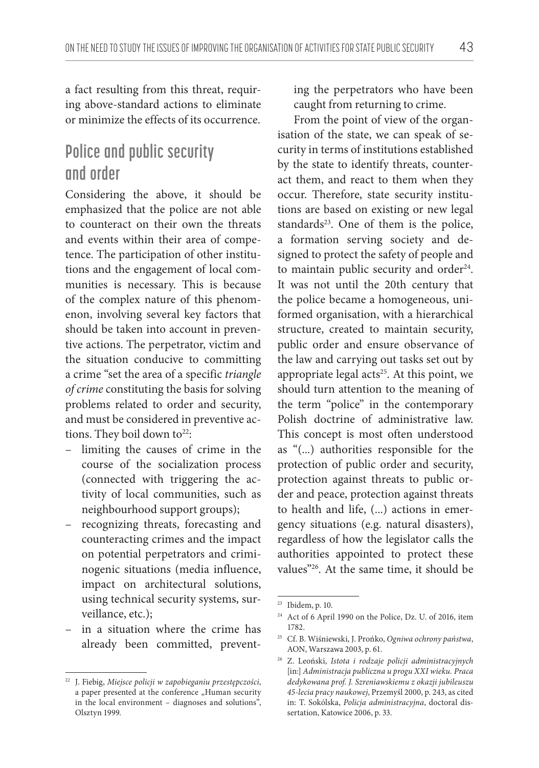a fact resulting from this threat, requiring above-standard actions to eliminate or minimize the effects of its occurrence.

## Police and public security and order

Considering the above, it should be emphasized that the police are not able to counteract on their own the threats and events within their area of competence. The participation of other institutions and the engagement of local communities is necessary. This is because of the complex nature of this phenomenon, involving several key factors that should be taken into account in preventive actions. The perpetrator, victim and the situation conducive to committing a crime "set the area of a specific *triangle of crime* constituting the basis for solving problems related to order and security, and must be considered in preventive actions. They boil down to[22]:

- limiting the causes of crime in the course of the socialization process (connected with triggering the activity of local communities, such as neighbourhood support groups);
- recognizing threats, forecasting and counteracting crimes and the impact on potential perpetrators and criminogenic situations (media influence, impact on architectural solutions, using technical security systems, surveillance, etc.);
- in a situation where the crime has already been committed, preventing the perpetrators who have been caught from returning to crime.

From the point of view of the organisation of the state, we can speak of security in terms of institutions established by the state to identify threats, counteract them, and react to them when they occur. Therefore, state security institutions are based on existing or new legal standards[23]. One of them is the police, a formation serving society and designed to protect the safety of people and to maintain public security and order[24]. It was not until the 20th century that the police became a homogeneous, uniformed organisation, with a hierarchical structure, created to maintain security, public order and ensure observance of the law and carrying out tasks set out by appropriate legal acts[25]. At this point, we should turn attention to the meaning of the term "police" in the contemporary Polish doctrine of administrative law. This concept is most often understood as "(...) authorities responsible for the protection of public order and security, protection against threats to public order and peace, protection against threats to health and life, (...) actions in emergency situations (e.g. natural disasters), regardless of how the legislator calls the authorities appointed to protect these values"[26]. At the same time, it should be

---

[22] J. Fiebig, *Miejsce policji w zapobieganiu przestępczości*, a paper presented at the conference „Human security in the local environment – diagnoses and solutions", Olsztyn 1999.

[23] Ibidem, p. 10.

[24] Act of 6 April 1990 on the Police, Dz. U. of 2016, item 1782.

[25] Cf. B. Wiśniewski, J. Prońko, *Ogniwa ochrony państwa*, AON, Warszawa 2003, p. 61.

[26] Z. Leoński, *Istota i rodzaje policji administracyjnych* [in:] *Administracja publiczna u progu XXI wieku. Praca dedykowana prof. J. Szreniawskiemu z okazji jubileuszu 45-lecia pracy naukowej*, Przemyśl 2000, p. 243, as cited in: T. Sokólska, *Policja administracyjna*, doctoral dissertation, Katowice 2006, p. 33.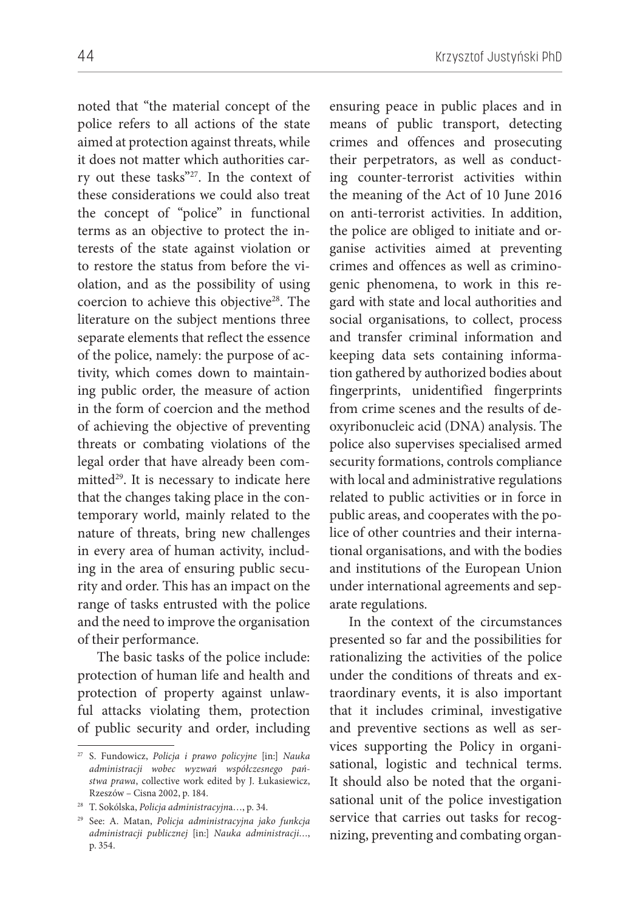noted that "the material concept of the police refers to all actions of the state aimed at protection against threats, while it does not matter which authorities carry out these tasks"[27]. In the context of these considerations we could also treat the concept of "police" in functional terms as an objective to protect the interests of the state against violation or to restore the status from before the violation, and as the possibility of using coercion to achieve this objective[28]. The literature on the subject mentions three separate elements that reflect the essence of the police, namely: the purpose of activity, which comes down to maintaining public order, the measure of action in the form of coercion and the method of achieving the objective of preventing threats or combating violations of the legal order that have already been committed[29]. It is necessary to indicate here that the changes taking place in the contemporary world, mainly related to the nature of threats, bring new challenges in every area of human activity, including in the area of ensuring public security and order. This has an impact on the range of tasks entrusted with the police and the need to improve the organisation of their performance.

The basic tasks of the police include: protection of human life and health and protection of property against unlawful attacks violating them, protection of public security and order, including ensuring peace in public places and in means of public transport, detecting crimes and offences and prosecuting their perpetrators, as well as conducting counter-terrorist activities within the meaning of the Act of 10 June 2016 on anti-terrorist activities. In addition, the police are obliged to initiate and organise activities aimed at preventing crimes and offences as well as criminogenic phenomena, to work in this regard with state and local authorities and social organisations, to collect, process and transfer criminal information and keeping data sets containing information gathered by authorized bodies about fingerprints, unidentified fingerprints from crime scenes and the results of deoxyribonucleic acid (DNA) analysis. The police also supervises specialised armed security formations, controls compliance with local and administrative regulations related to public activities or in force in public areas, and cooperates with the police of other countries and their international organisations, and with the bodies and institutions of the European Union under international agreements and separate regulations.

In the context of the circumstances presented so far and the possibilities for rationalizing the activities of the police under the conditions of threats and extraordinary events, it is also important that it includes criminal, investigative and preventive sections as well as services supporting the Policy in organisational, logistic and technical terms. It should also be noted that the organisational unit of the police investigation service that carries out tasks for recognizing, preventing and combating organ-

---

[27] S. Fundowicz, *Policja i prawo policyjne* [in:] *Nauka administracji wobec wyzwań współczesnego państwa prawa*, collective work edited by J. Łukasiewicz, Rzeszów – Cisna 2002, p. 184.

[28] T. Sokólska, *Policja administracyjna*…, p. 34.

[29] See: A. Matan, *Policja administracyjna jako funkcja administracji publicznej* [in:] *Nauka administracji*…, p. 354.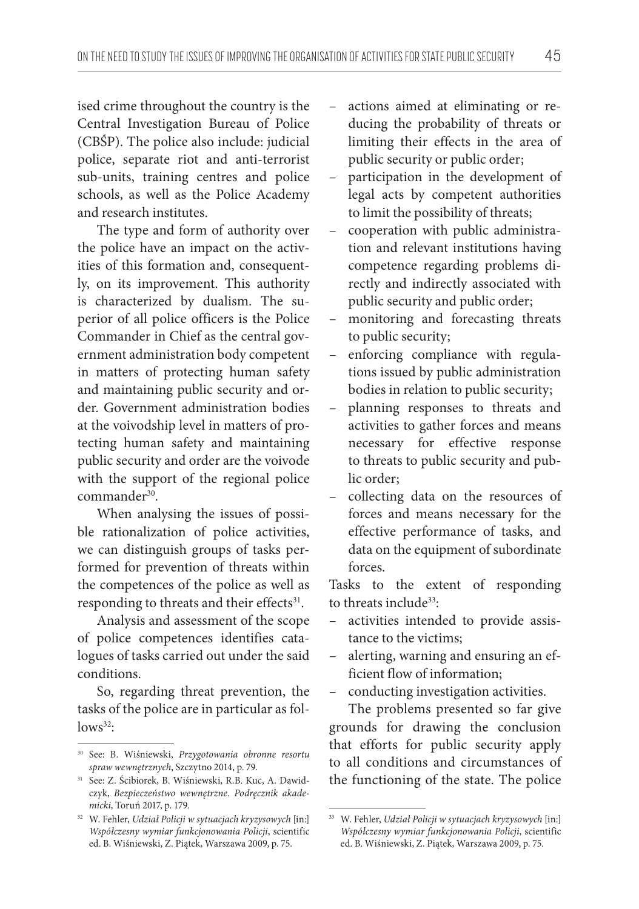ised crime throughout the country is the Central Investigation Bureau of Police (CBŚP). The police also include: judicial police, separate riot and anti-terrorist sub-units, training centres and police schools, as well as the Police Academy and research institutes.

The type and form of authority over the police have an impact on the activities of this formation and, consequently, on its improvement. This authority is characterized by dualism. The superior of all police officers is the Police Commander in Chief as the central government administration body competent in matters of protecting human safety and maintaining public security and order. Government administration bodies at the voivodship level in matters of protecting human safety and maintaining public security and order are the voivode with the support of the regional police commander[30].

When analysing the issues of possible rationalization of police activities, we can distinguish groups of tasks performed for prevention of threats within the competences of the police as well as responding to threats and their effects[31].

Analysis and assessment of the scope of police competences identifies catalogues of tasks carried out under the said conditions.

So, regarding threat prevention, the tasks of the police are in particular as follows[32]:

- actions aimed at eliminating or reducing the probability of threats or limiting their effects in the area of public security or public order;
- participation in the development of legal acts by competent authorities to limit the possibility of threats;
- cooperation with public administration and relevant institutions having competence regarding problems directly and indirectly associated with public security and public order;
- monitoring and forecasting threats to public security;
- enforcing compliance with regulations issued by public administration bodies in relation to public security;
- planning responses to threats and activities to gather forces and means necessary for effective response to threats to public security and public order;
- collecting data on the resources of forces and means necessary for the effective performance of tasks, and data on the equipment of subordinate forces.

Tasks to the extent of responding to threats include[33]:

- activities intended to provide assistance to the victims;
- alerting, warning and ensuring an efficient flow of information;
- conducting investigation activities.

The problems presented so far give grounds for drawing the conclusion that efforts for public security apply to all conditions and circumstances of the functioning of the state. The police

---

[30] See: B. Wiśniewski, *Przygotowania obronne resortu spraw wewnętrznych*, Szczytno 2014, p. 79.

[31] See: Z. Ścibiorek, B. Wiśniewski, R.B. Kuc, A. Dawidczyk, *Bezpieczeństwo wewnętrzne. Podręcznik akademicki*, Toruń 2017, p. 179.

[32] W. Fehler, *Udział Policji w sytuacjach kryzysowych* [in:] *Współczesny wymiar funkcjonowania Policji*, scientific ed. B. Wiśniewski, Z. Piątek, Warszawa 2009, p. 75.

[33] W. Fehler, *Udział Policji w sytuacjach kryzysowych* [in:] *Współczesny wymiar funkcjonowania Policji*, scientific ed. B. Wiśniewski, Z. Piątek, Warszawa 2009, p. 75.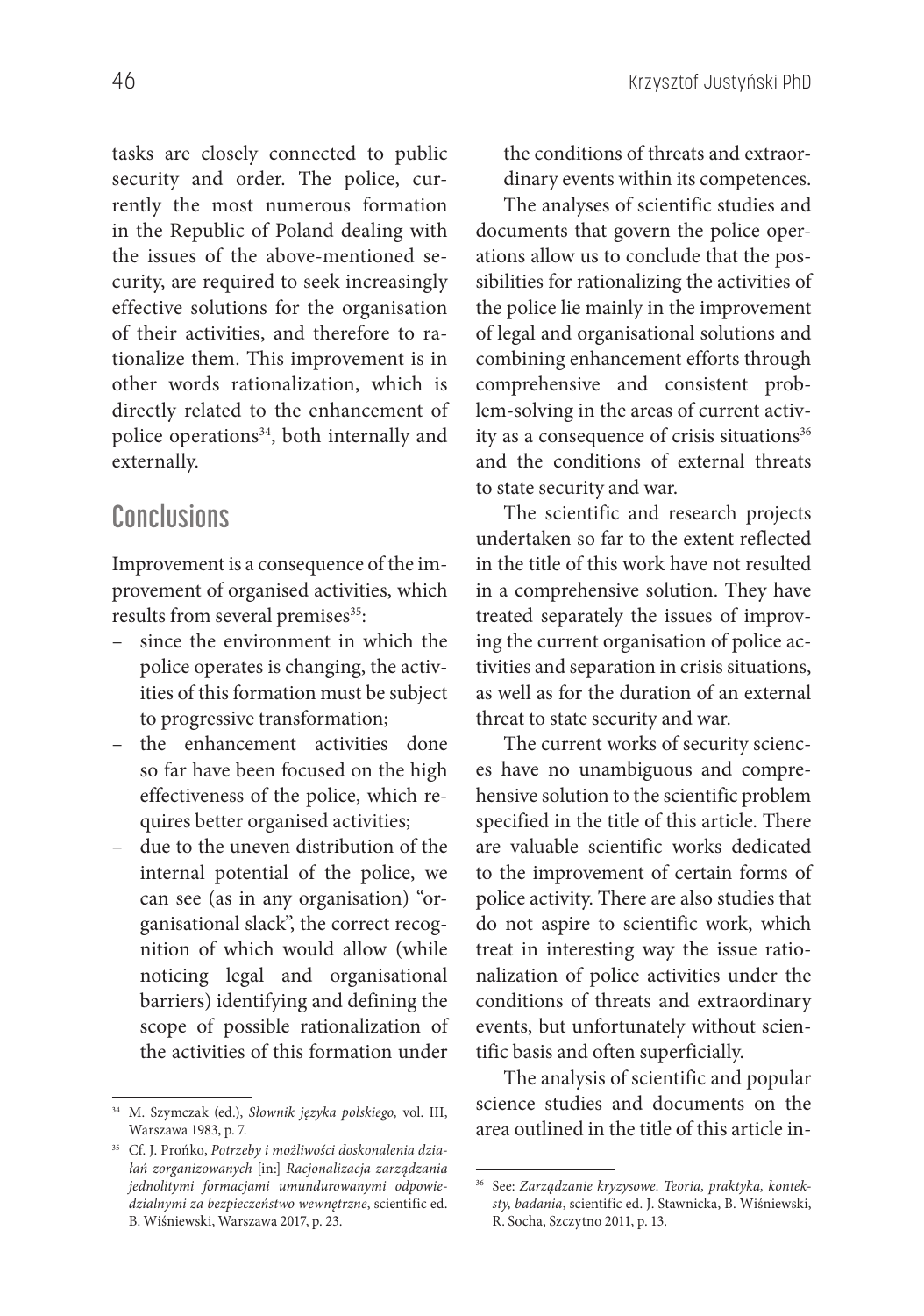tasks are closely connected to public security and order. The police, currently the most numerous formation in the Republic of Poland dealing with the issues of the above-mentioned security, are required to seek increasingly effective solutions for the organisation of their activities, and therefore to rationalize them. This improvement is in other words rationalization, which is directly related to the enhancement of police operations[34], both internally and externally.

## Conclusions

Improvement is a consequence of the improvement of organised activities, which results from several premises[35]:

- since the environment in which the police operates is changing, the activities of this formation must be subject to progressive transformation;
- the enhancement activities done so far have been focused on the high effectiveness of the police, which requires better organised activities;
- due to the uneven distribution of the internal potential of the police, we can see (as in any organisation) "organisational slack", the correct recognition of which would allow (while noticing legal and organisational barriers) identifying and defining the scope of possible rationalization of the activities of this formation under the conditions of threats and extraordinary events within its competences.

The analyses of scientific studies and documents that govern the police operations allow us to conclude that the possibilities for rationalizing the activities of the police lie mainly in the improvement of legal and organisational solutions and combining enhancement efforts through comprehensive and consistent problem-solving in the areas of current activity as a consequence of crisis situations[36] and the conditions of external threats to state security and war.

The scientific and research projects undertaken so far to the extent reflected in the title of this work have not resulted in a comprehensive solution. They have treated separately the issues of improving the current organisation of police activities and separation in crisis situations, as well as for the duration of an external threat to state security and war.

The current works of security sciences have no unambiguous and comprehensive solution to the scientific problem specified in the title of this article. There are valuable scientific works dedicated to the improvement of certain forms of police activity. There are also studies that do not aspire to scientific work, which treat in interesting way the issue rationalization of police activities under the conditions of threats and extraordinary events, but unfortunately without scientific basis and often superficially.

The analysis of scientific and popular science studies and documents on the area outlined in the title of this article in-

[34] M. Szymczak (ed.), *Słownik języka polskiego,* vol. III, Warszawa 1983, p. 7.

[35] Cf. J. Prońko, *Potrzeby i możliwości doskonalenia działań zorganizowanych* [in:] *Racjonalizacja zarządzania jednolitymi formacjami umundurowanymi odpowiedzialnymi za bezpieczeństwo wewnętrzne*, scientific ed. B. Wiśniewski, Warszawa 2017, p. 23.

[36] See: *Zarządzanie kryzysowe. Teoria, praktyka, konteksty, badania*, scientific ed. J. Stawnicka, B. Wiśniewski, R. Socha, Szczytno 2011, p. 13.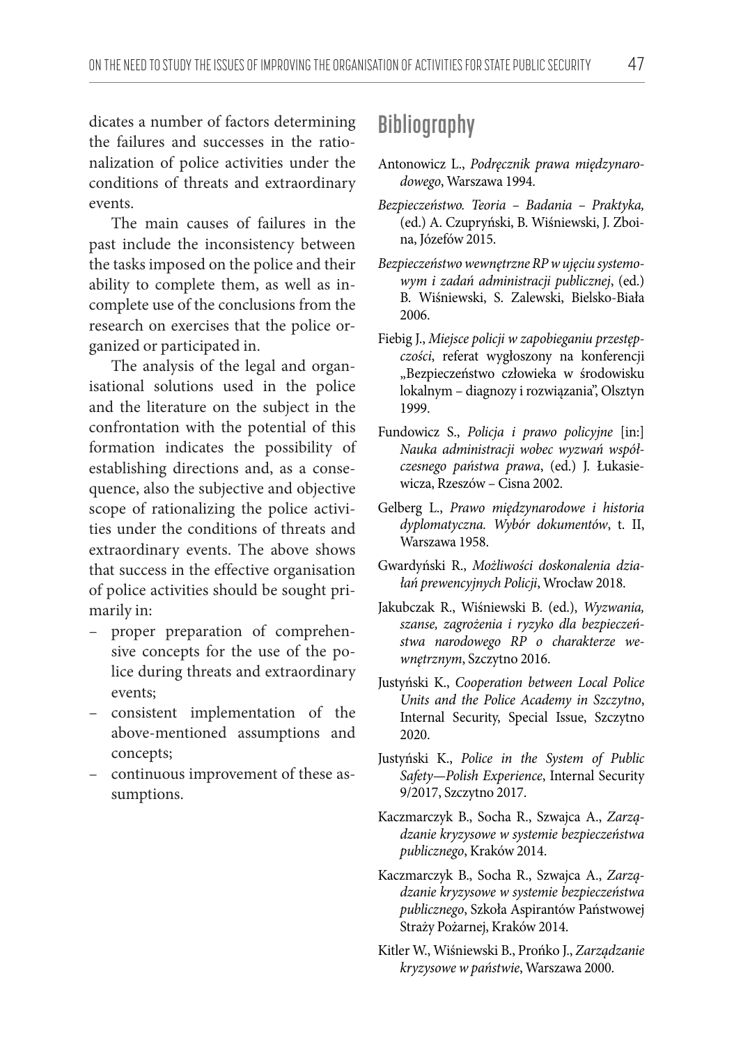dicates a number of factors determining the failures and successes in the rationalization of police activities under the conditions of threats and extraordinary events.

The main causes of failures in the past include the inconsistency between the tasks imposed on the police and their ability to complete them, as well as incomplete use of the conclusions from the research on exercises that the police organized or participated in.

The analysis of the legal and organisational solutions used in the police and the literature on the subject in the confrontation with the potential of this formation indicates the possibility of establishing directions and, as a consequence, also the subjective and objective scope of rationalizing the police activities under the conditions of threats and extraordinary events. The above shows that success in the effective organisation of police activities should be sought primarily in:

- proper preparation of comprehensive concepts for the use of the police during threats and extraordinary events;
- consistent implementation of the above-mentioned assumptions and concepts;
- continuous improvement of these assumptions.

## Bibliography

Antonowicz L., *Podręcznik prawa międzynarodowego*, Warszawa 1994.

*Bezpieczeństwo. Teoria – Badania – Praktyka,* (ed.) A. Czupryński, B. Wiśniewski, J. Zboina, Józefów 2015.

*Bezpieczeństwo wewnętrzne RP w ujęciu systemowym i zadań administracji publicznej*, (ed.) B. Wiśniewski, S. Zalewski, Bielsko-Biała 2006.

Fiebig J., *Miejsce policji w zapobieganiu przestępczości*, referat wygłoszony na konferencji „Bezpieczeństwo człowieka w środowisku lokalnym – diagnozy i rozwiązania", Olsztyn 1999.

Fundowicz S., *Policja i prawo policyjne* [in:] *Nauka administracji wobec wyzwań współczesnego państwa prawa*, (ed.) J. Łukasiewicza, Rzeszów – Cisna 2002.

Gelberg L., *Prawo międzynarodowe i historia dyplomatyczna. Wybór dokumentów*, t. II, Warszawa 1958.

Gwardyński R., *Możliwości doskonalenia działań prewencyjnych Policji*, Wrocław 2018.

Jakubczak R., Wiśniewski B. (ed.), *Wyzwania, szanse, zagrożenia i ryzyko dla bezpieczeństwa narodowego RP o charakterze wewnętrznym*, Szczytno 2016.

Justyński K., *Cooperation between Local Police Units and the Police Academy in Szczytno*, Internal Security, Special Issue, Szczytno 2020.

Justyński K., *Police in the System of Public Safety—Polish Experience*, Internal Security 9/2017, Szczytno 2017.

Kaczmarczyk B., Socha R., Szwajca A., *Zarządzanie kryzysowe w systemie bezpieczeństwa publicznego*, Kraków 2014.

Kaczmarczyk B., Socha R., Szwajca A., *Zarządzanie kryzysowe w systemie bezpieczeństwa publicznego*, Szkoła Aspirantów Państwowej Straży Pożarnej, Kraków 2014.

Kitler W., Wiśniewski B., Prońko J., *Zarządzanie kryzysowe w państwie*, Warszawa 2000.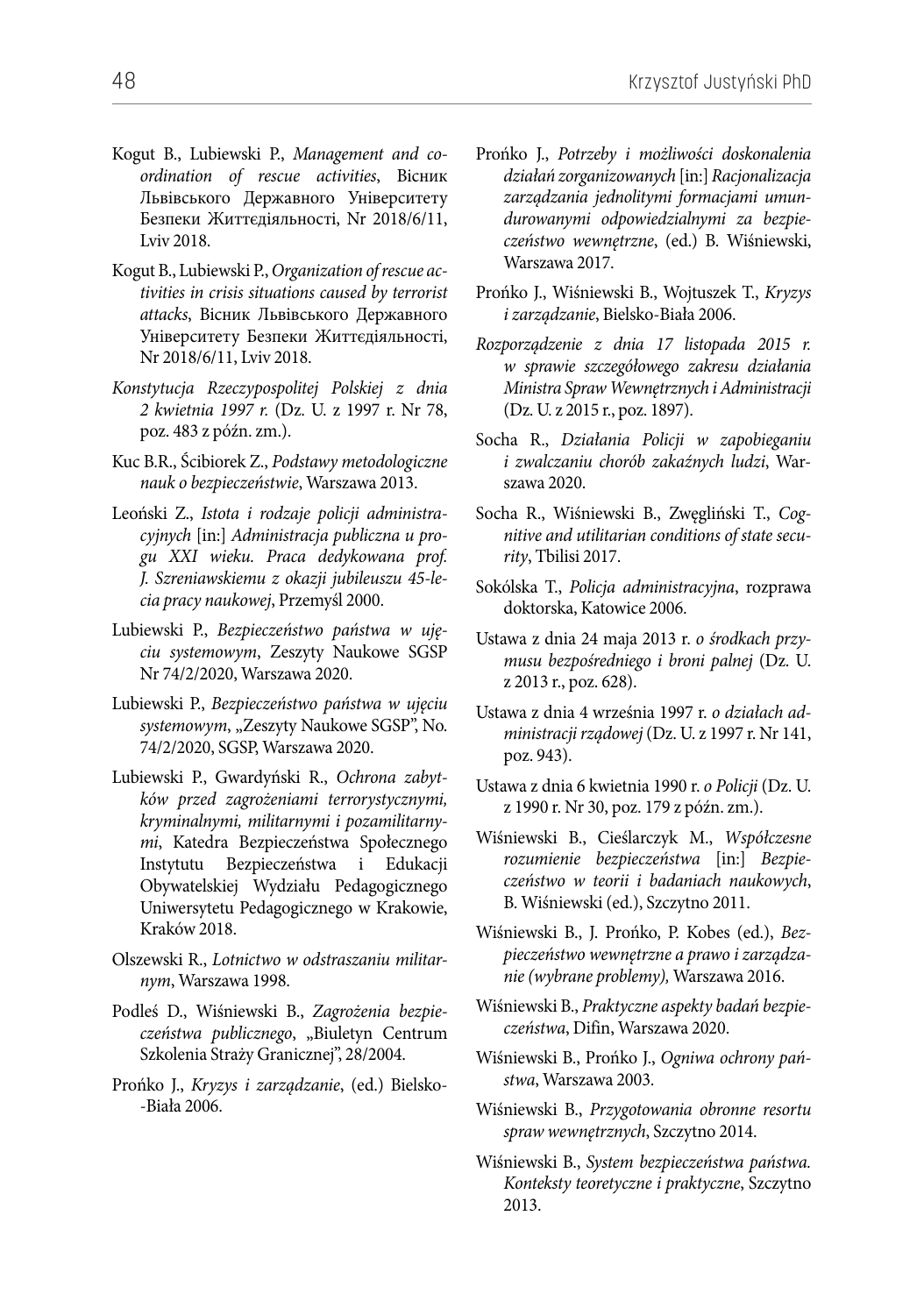Kogut B., Lubiewski P., *Management and coordination of rescue activities*, Вісник Львівського Державного Університету Безпеки Життєдіяльності, Nr 2018/6/11, Lviv 2018.

Kogut B., Lubiewski P., *Organization of rescue activities in crisis situations caused by terrorist attacks*, Вісник Львівського Державного Університету Безпеки Життєдіяльності, Nr 2018/6/11, Lviv 2018.

*Konstytucja Rzeczypospolitej Polskiej z dnia 2 kwietnia 1997 r.* (Dz. U. z 1997 r. Nr 78, poz. 483 z późn. zm.).

Kuc B.R., Ścibiorek Z., *Podstawy metodologiczne nauk o bezpieczeństwie*, Warszawa 2013.

Leoński Z., *Istota i rodzaje policji administracyjnych* [in:] *Administracja publiczna u progu XXI wieku. Praca dedykowana prof. J. Szreniawskiemu z okazji jubileuszu 45-lecia pracy naukowej*, Przemyśl 2000.

Lubiewski P., *Bezpieczeństwo państwa w ujęciu systemowym*, Zeszyty Naukowe SGSP Nr 74/2/2020, Warszawa 2020.

Lubiewski P., *Bezpieczeństwo państwa w ujęciu systemowym*, „Zeszyty Naukowe SGSP", No. 74/2/2020, SGSP, Warszawa 2020.

Lubiewski P., Gwardyński R., *Ochrona zabytków przed zagrożeniami terrorystycznymi, kryminalnymi, militarnymi i pozamilitarnymi*, Katedra Bezpieczeństwa Społecznego Instytutu Bezpieczeństwa i Edukacji Obywatelskiej Wydziału Pedagogicznego Uniwersytetu Pedagogicznego w Krakowie, Kraków 2018.

Olszewski R., *Lotnictwo w odstraszaniu militarnym*, Warszawa 1998.

Podleś D., Wiśniewski B., *Zagrożenia bezpieczeństwa publicznego*, „Biuletyn Centrum Szkolenia Straży Granicznej", 28/2004.

Prońko J., *Kryzys i zarządzanie*, (ed.) Bielsko-Biała 2006.

Prońko J., *Potrzeby i możliwości doskonalenia działań zorganizowanych* [in:] *Racjonalizacja zarządzania jednolitymi formacjami umundurowanymi odpowiedzialnymi za bezpieczeństwo wewnętrzne*, (ed.) B. Wiśniewski, Warszawa 2017.

Prońko J., Wiśniewski B., Wojtuszek T., *Kryzys i zarządzanie*, Bielsko-Biała 2006.

*Rozporządzenie z dnia 17 listopada 2015 r. w sprawie szczegółowego zakresu działania Ministra Spraw Wewnętrznych i Administracji* (Dz. U. z 2015 r., poz. 1897).

Socha R., *Działania Policji w zapobieganiu i zwalczaniu chorób zakaźnych ludzi*, Warszawa 2020.

Socha R., Wiśniewski B., Zwęgliński T., *Cognitive and utilitarian conditions of state security*, Tbilisi 2017.

Sokólska T., *Policja administracyjna*, rozprawa doktorska, Katowice 2006.

Ustawa z dnia 24 maja 2013 r. *o środkach przymusu bezpośredniego i broni palnej* (Dz. U. z 2013 r., poz. 628).

Ustawa z dnia 4 września 1997 r. *o działach administracji rządowej* (Dz. U. z 1997 r. Nr 141, poz. 943).

Ustawa z dnia 6 kwietnia 1990 r. *o Policji* (Dz. U. z 1990 r. Nr 30, poz. 179 z późn. zm.).

Wiśniewski B., Cieślarczyk M., *Współczesne rozumienie bezpieczeństwa* [in:] *Bezpieczeństwo w teorii i badaniach naukowych*, B. Wiśniewski (ed.), Szczytno 2011.

Wiśniewski B., J. Prońko, P. Kobes (ed.), *Bezpieczeństwo wewnętrzne a prawo i zarządzanie (wybrane problemy),* Warszawa 2016.

Wiśniewski B., *Praktyczne aspekty badań bezpieczeństwa*, Difin, Warszawa 2020.

Wiśniewski B., Prońko J., *Ogniwa ochrony państwa*, Warszawa 2003.

Wiśniewski B., *Przygotowania obronne resortu spraw wewnętrznych*, Szczytno 2014.

Wiśniewski B., *System bezpieczeństwa państwa. Konteksty teoretyczne i praktyczne*, Szczytno 2013.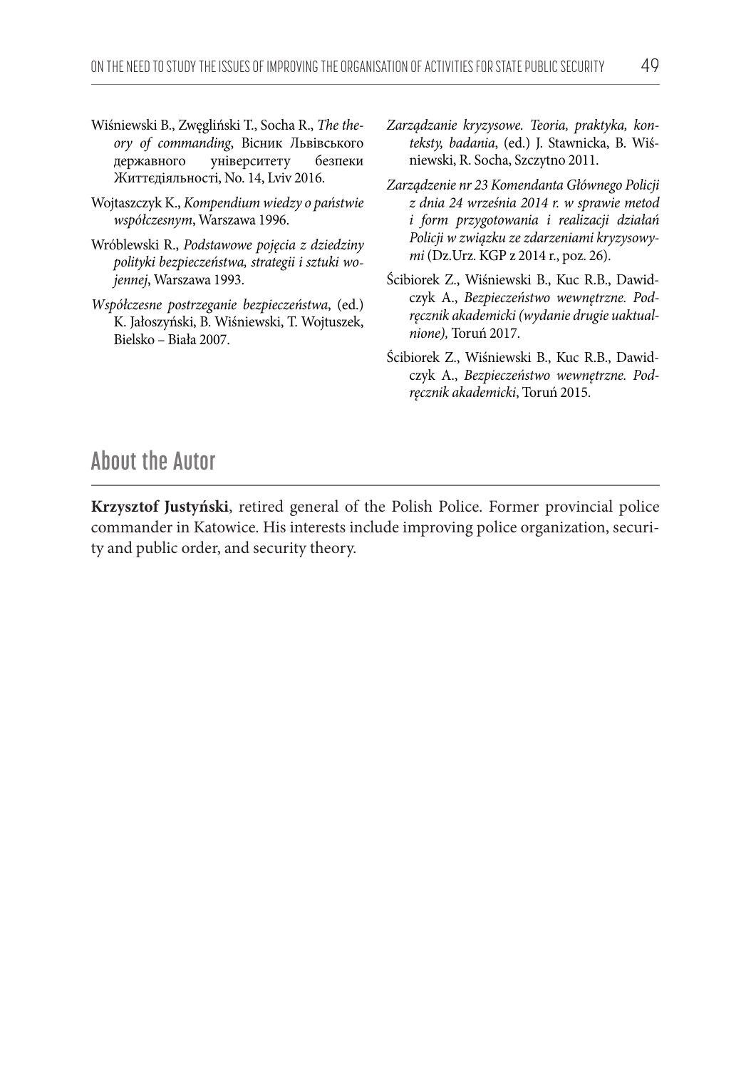Wiśniewski B., Zwęgliński T., Socha R., *The theory of commanding*, Вісник Львівського державного університету безпеки Життєдіяльності, No. 14, Lviv 2016.

Wojtaszczyk K., *Kompendium wiedzy o państwie współczesnym*, Warszawa 1996.

Wróblewski R., *Podstawowe pojęcia z dziedziny polityki bezpieczeństwa, strategii i sztuki wojennej*, Warszawa 1993.

*Współczesne postrzeganie bezpieczeństwa*, (ed.) K. Jałoszyński, B. Wiśniewski, T. Wojtuszek, Bielsko – Biała 2007.

*Zarządzanie kryzysowe. Teoria, praktyka, konteksty, badania*, (ed.) J. Stawnicka, B. Wiśniewski, R. Socha, Szczytno 2011.

*Zarządzenie nr 23 Komendanta Głównego Policji z dnia 24 września 2014 r. w sprawie metod i form przygotowania i realizacji działań Policji w związku ze zdarzeniami kryzysowymi* (Dz.Urz. KGP z 2014 r., poz. 26).

Ścibiorek Z., Wiśniewski B., Kuc R.B., Dawidczyk A., *Bezpieczeństwo wewnętrzne. Podręcznik akademicki (wydanie drugie uaktualnione),* Toruń 2017.

Ścibiorek Z., Wiśniewski B., Kuc R.B., Dawidczyk A., *Bezpieczeństwo wewnętrzne. Podręcznik akademicki*, Toruń 2015.

## About the Autor

**Krzysztof Justyński**, retired general of the Polish Police. Former provincial police commander in Katowice. His interests include improving police organization, security and public order, and security theory.